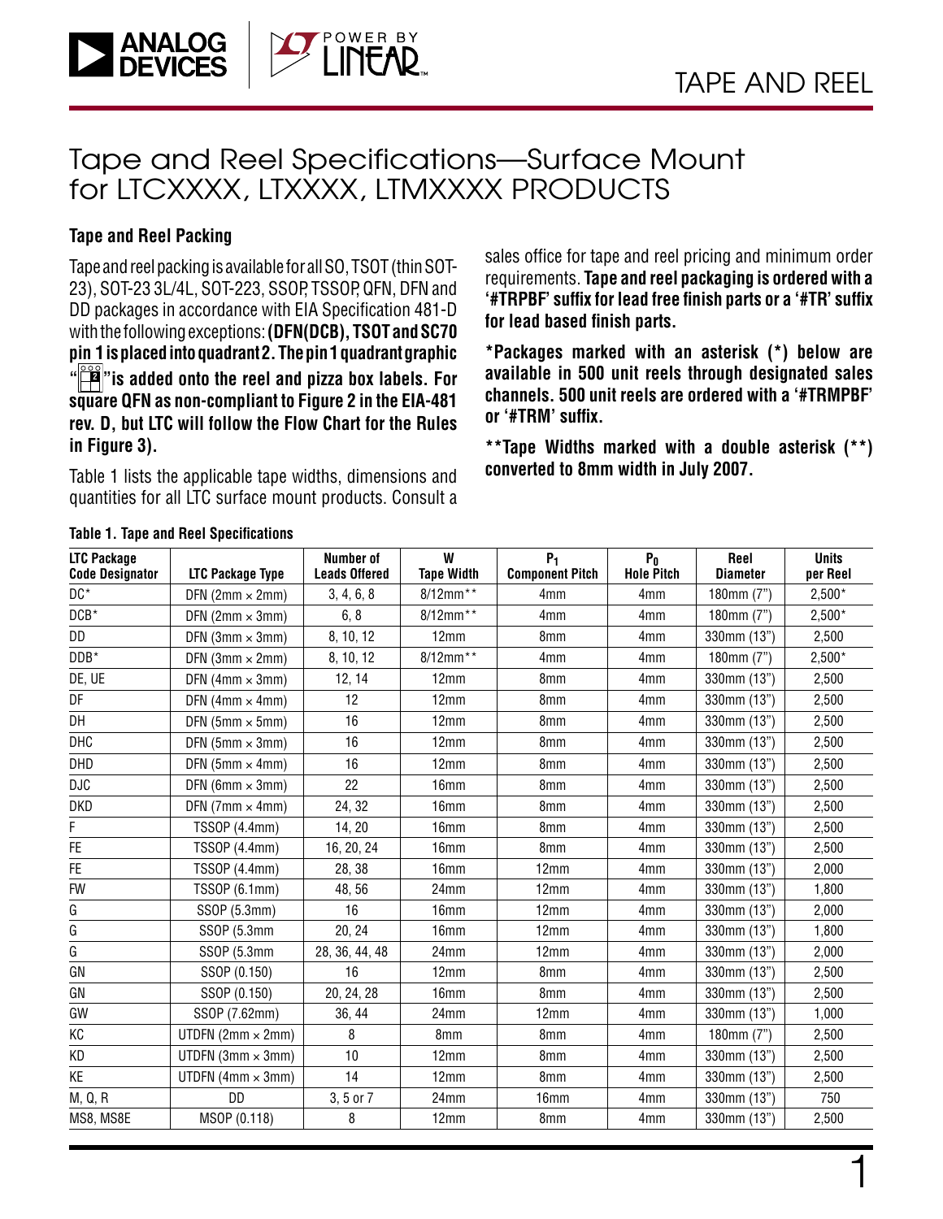# Tape and Reel Specifications—Surface Mount for LTCXXXX, LTXXXX, LTMXXXX PRODUCTS

## Tape and Reel Packing

Tape and reel packing is available for all SO, TSOT (thin SOT-23), SOT-23 3L/4L, SOT-223, SSOP, TSSOP, QFN, DFN and DD packages in accordance with EIA Specification 481-D with the following exceptions: **(DFN(DCB), TSOT and SC70 pin 1 is placed into quadrant 2. The pin 1 quadrant graphic "" is added onto the reel and pizza box labels. For square QFN as non-compliant to Figure 2 in the EIA-481 rev. D, but LTC will follow the Flow Chart for the Rules in Figure 3).**

Table 1 lists the applicable tape widths, dimensions and quantities for all LTC surface mount products. Consult a sales office for tape and reel pricing and minimum order requirements. **Tape and reel packaging is ordered with a '#TRPBF' suffix for lead free finish parts or a '#TR' suffix for lead based finish parts.**

**\*Packages marked with an asterisk (\*) below are available in 500 unit reels through designated sales channels. 500 unit reels are ordered with a '#TRMPBF' or '#TRM' suffix.**

**\*\*Tape Widths marked with a double asterisk (\*\*) converted to 8mm width in July 2007.**

**Table 1. Tape and Reel Specifications**

| LTC Package Code Designator | LTC Package Type | Number of Leads Offered | W Tape Width | $P_1$ Component Pitch | $P_0$ Hole Pitch | Reel Diameter | Units per Reel |
|---|---|---|---|---|---|---|---|
| DC* | DFN (2mm × 2mm) | 3, 4, 6, 8 | 8/12mm** | 4mm | 4mm | 180mm (7") | 2,500* |
| DCB* | DFN (2mm × 3mm) | 6, 8 | 8/12mm** | 4mm | 4mm | 180mm (7") | 2,500* |
| DD | DFN (3mm × 3mm) | 8, 10, 12 | 12mm | 8mm | 4mm | 330mm (13") | 2,500 |
| DDB* | DFN (3mm × 2mm) | 8, 10, 12 | 8/12mm** | 4mm | 4mm | 180mm (7") | 2,500* |
| DE, UE | DFN (4mm × 3mm) | 12, 14 | 12mm | 8mm | 4mm | 330mm (13") | 2,500 |
| DF | DFN (4mm × 4mm) | 12 | 12mm | 8mm | 4mm | 330mm (13") | 2,500 |
| DH | DFN (5mm × 5mm) | 16 | 12mm | 8mm | 4mm | 330mm (13") | 2,500 |
| DHC | DFN (5mm × 3mm) | 16 | 12mm | 8mm | 4mm | 330mm (13") | 2,500 |
| DHD | DFN (5mm × 4mm) | 16 | 12mm | 8mm | 4mm | 330mm (13") | 2,500 |
| DJC | DFN (6mm × 3mm) | 22 | 16mm | 8mm | 4mm | 330mm (13") | 2,500 |
| DKD | DFN (7mm × 4mm) | 24, 32 | 16mm | 8mm | 4mm | 330mm (13") | 2,500 |
| F | TSSOP (4.4mm) | 14, 20 | 16mm | 8mm | 4mm | 330mm (13") | 2,500 |
| FE | TSSOP (4.4mm) | 16, 20, 24 | 16mm | 8mm | 4mm | 330mm (13") | 2,500 |
| FE | TSSOP (4.4mm) | 28, 38 | 16mm | 12mm | 4mm | 330mm (13") | 2,000 |
| FW | TSSOP (6.1mm) | 48, 56 | 24mm | 12mm | 4mm | 330mm (13") | 1,800 |
| G | SSOP (5.3mm) | 16 | 16mm | 12mm | 4mm | 330mm (13") | 2,000 |
| G | SSOP (5.3mm | 20, 24 | 16mm | 12mm | 4mm | 330mm (13") | 1,800 |
| G | SSOP (5.3mm | 28, 36, 44, 48 | 24mm | 12mm | 4mm | 330mm (13") | 2,000 |
| GN | SSOP (0.150) | 16 | 12mm | 8mm | 4mm | 330mm (13") | 2,500 |
| GN | SSOP (0.150) | 20, 24, 28 | 16mm | 8mm | 4mm | 330mm (13") | 2,500 |
| GW | SSOP (7.62mm) | 36, 44 | 24mm | 12mm | 4mm | 330mm (13") | 1,000 |
| KC | UTDFN (2mm × 2mm) | 8 | 8mm | 8mm | 4mm | 180mm (7") | 2,500 |
| KD | UTDFN (3mm × 3mm) | 10 | 12mm | 8mm | 4mm | 330mm (13") | 2,500 |
| KE | UTDFN (4mm × 3mm) | 14 | 12mm | 8mm | 4mm | 330mm (13") | 2,500 |
| M, Q, R | DD | 3, 5 or 7 | 24mm | 16mm | 4mm | 330mm (13") | 750 |
| MS8, MS8E | MSOP (0.118) | 8 | 12mm | 8mm | 4mm | 330mm (13") | 2,500 |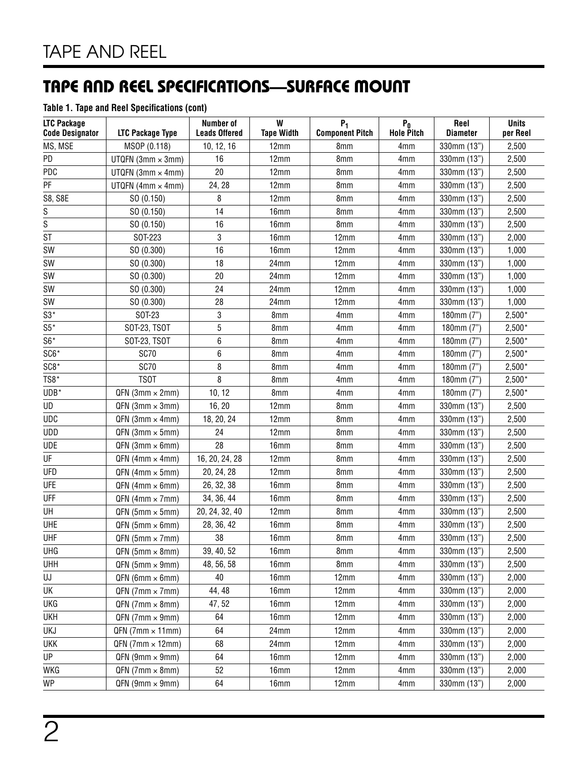# TAPE AND REEL

## TAPE AND REEL SPECIFICATIONS—SURFACE MOUNT

**Table 1. Tape and Reel Specifications (cont)**

| LTC Package Code Designator | LTC Package Type | Number of Leads Offered | W Tape Width | $P_1$ Component Pitch | $P_0$ Hole Pitch | Reel Diameter | Units per Reel |
|---|---|---|---|---|---|---|---|
| MS, MSE | MSOP (0.118) | 10, 12, 16 | 12mm | 8mm | 4mm | 330mm (13") | 2,500 |
| PD | UTQFN (3mm × 3mm) | 16 | 12mm | 8mm | 4mm | 330mm (13") | 2,500 |
| PDC | UTQFN (3mm × 4mm) | 20 | 12mm | 8mm | 4mm | 330mm (13") | 2,500 |
| PF | UTQFN (4mm × 4mm) | 24, 28 | 12mm | 8mm | 4mm | 330mm (13") | 2,500 |
| S8, S8E | SO (0.150) | 8 | 12mm | 8mm | 4mm | 330mm (13") | 2,500 |
| S | SO (0.150) | 14 | 16mm | 8mm | 4mm | 330mm (13") | 2,500 |
| S | SO (0.150) | 16 | 16mm | 8mm | 4mm | 330mm (13") | 2,500 |
| ST | SOT-223 | 3 | 16mm | 12mm | 4mm | 330mm (13") | 2,000 |
| SW | SO (0.300) | 16 | 16mm | 12mm | 4mm | 330mm (13") | 1,000 |
| SW | SO (0.300) | 18 | 24mm | 12mm | 4mm | 330mm (13") | 1,000 |
| SW | SO (0.300) | 20 | 24mm | 12mm | 4mm | 330mm (13") | 1,000 |
| SW | SO (0.300) | 24 | 24mm | 12mm | 4mm | 330mm (13") | 1,000 |
| SW | SO (0.300) | 28 | 24mm | 12mm | 4mm | 330mm (13") | 1,000 |
| S3* | SOT-23 | 3 | 8mm | 4mm | 4mm | 180mm (7") | 2,500* |
| S5* | SOT-23, TSOT | 5 | 8mm | 4mm | 4mm | 180mm (7") | 2,500* |
| S6* | SOT-23, TSOT | 6 | 8mm | 4mm | 4mm | 180mm (7") | 2,500* |
| SC6* | SC70 | 6 | 8mm | 4mm | 4mm | 180mm (7") | 2,500* |
| SC8* | SC70 | 8 | 8mm | 4mm | 4mm | 180mm (7") | 2,500* |
| TS8* | TSOT | 8 | 8mm | 4mm | 4mm | 180mm (7") | 2,500* |
| UDB* | QFN (3mm × 2mm) | 10, 12 | 8mm | 4mm | 4mm | 180mm (7") | 2,500* |
| UD | QFN (3mm × 3mm) | 16, 20 | 12mm | 8mm | 4mm | 330mm (13") | 2,500 |
| UDC | QFN (3mm × 4mm) | 18, 20, 24 | 12mm | 8mm | 4mm | 330mm (13") | 2,500 |
| UDD | QFN (3mm × 5mm) | 24 | 12mm | 8mm | 4mm | 330mm (13") | 2,500 |
| UDE | QFN (3mm × 6mm) | 28 | 16mm | 8mm | 4mm | 330mm (13") | 2,500 |
| UF | QFN (4mm × 4mm) | 16, 20, 24, 28 | 12mm | 8mm | 4mm | 330mm (13") | 2,500 |
| UFD | QFN (4mm × 5mm) | 20, 24, 28 | 12mm | 8mm | 4mm | 330mm (13") | 2,500 |
| UFE | QFN (4mm × 6mm) | 26, 32, 38 | 16mm | 8mm | 4mm | 330mm (13") | 2,500 |
| UFF | QFN (4mm × 7mm) | 34, 36, 44 | 16mm | 8mm | 4mm | 330mm (13") | 2,500 |
| UH | QFN (5mm × 5mm) | 20, 24, 32, 40 | 12mm | 8mm | 4mm | 330mm (13") | 2,500 |
| UHE | QFN (5mm × 6mm) | 28, 36, 42 | 16mm | 8mm | 4mm | 330mm (13") | 2,500 |
| UHF | QFN (5mm × 7mm) | 38 | 16mm | 8mm | 4mm | 330mm (13") | 2,500 |
| UHG | QFN (5mm × 8mm) | 39, 40, 52 | 16mm | 8mm | 4mm | 330mm (13") | 2,500 |
| UHH | QFN (5mm × 9mm) | 48, 56, 58 | 16mm | 8mm | 4mm | 330mm (13") | 2,500 |
| UJ | QFN (6mm × 6mm) | 40 | 16mm | 12mm | 4mm | 330mm (13") | 2,000 |
| UK | QFN (7mm × 7mm) | 44, 48 | 16mm | 12mm | 4mm | 330mm (13") | 2,000 |
| UKG | QFN (7mm × 8mm) | 47, 52 | 16mm | 12mm | 4mm | 330mm (13") | 2,000 |
| UKH | QFN (7mm × 9mm) | 64 | 16mm | 12mm | 4mm | 330mm (13") | 2,000 |
| UKJ | QFN (7mm × 11mm) | 64 | 24mm | 12mm | 4mm | 330mm (13") | 2,000 |
| UKK | QFN (7mm × 12mm) | 68 | 24mm | 12mm | 4mm | 330mm (13") | 2,000 |
| UP | QFN (9mm × 9mm) | 64 | 16mm | 12mm | 4mm | 330mm (13") | 2,000 |
| WKG | QFN (7mm × 8mm) | 52 | 16mm | 12mm | 4mm | 330mm (13") | 2,000 |
| WP | QFN (9mm × 9mm) | 64 | 16mm | 12mm | 4mm | 330mm (13") | 2,000 |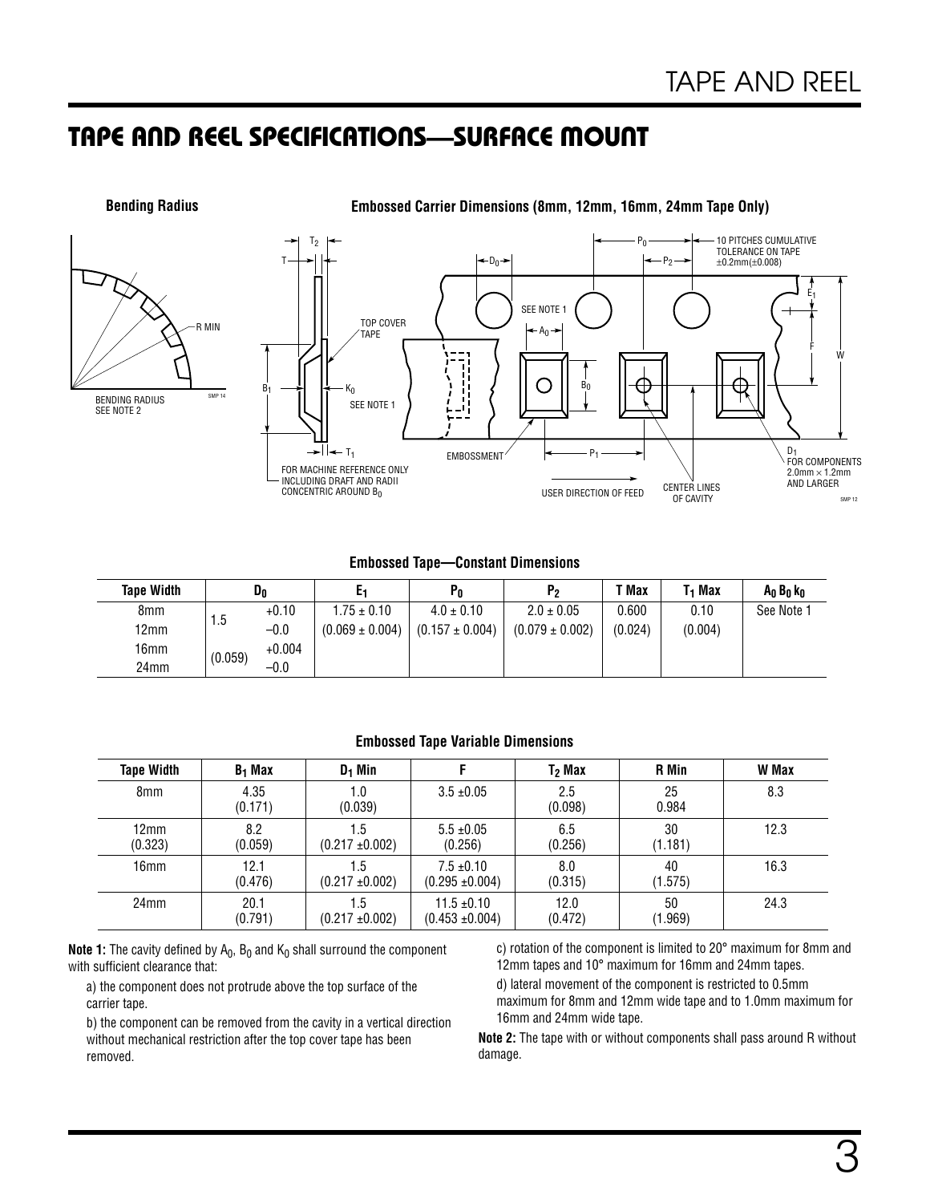## TAPE AND REEL SPECIFICATIONS—SURFACE MOUNT

**Bending Radius**

**Embossed Carrier Dimensions (8mm, 12mm, 16mm, 24mm Tape Only)**

**Embossed Tape—Constant Dimensions**

| Tape Width | $D_0$ | $E_1$ | $P_0$ | $P_2$ | T Max | $T_1$ Max | $A_0$ $B_0$ $k_0$ |
|---|---|---|---|---|---|---|---|
| 8mm<br>12mm<br>16mm<br>24mm | 1.5 +0.10 −0.0<br>(0.059) +0.004 −0.0 | 1.75 ± 0.10<br>(0.069 ± 0.004) | 4.0 ± 0.10<br>(0.157 ± 0.004) | 2.0 ± 0.05<br>(0.079 ± 0.002) | 0.600<br>(0.024) | 0.10<br>(0.004) | See Note 1 |

**Embossed Tape Variable Dimensions**

| Tape Width | $B_1$ Max | $D_1$ Min | F | $T_2$ Max | R Min | W Max |
|---|---|---|---|---|---|---|
| 8mm | 4.35<br>(0.171) | 1.0<br>(0.039) | 3.5 ±0.05 | 2.5<br>(0.098) | 25<br>0.984 | 8.3 |
| 12mm<br>(0.323) | 8.2<br>(0.059) | 1.5<br>(0.217 ±0.002) | 5.5 ±0.05<br>(0.256) | 6.5<br>(0.256) | 30<br>(1.181) | 12.3 |
| 16mm | 12.1<br>(0.476) | 1.5<br>(0.217 ±0.002) | 7.5 ±0.10<br>(0.295 ±0.004) | 8.0<br>(0.315) | 40<br>(1.575) | 16.3 |
| 24mm | 20.1<br>(0.791) | 1.5<br>(0.217 ±0.002) | 11.5 ±0.10<br>(0.453 ±0.004) | 12.0<br>(0.472) | 50<br>(1.969) | 24.3 |

**Note 1:** The cavity defined by $A_0$, $B_0$ and $K_0$ shall surround the component with sufficient clearance that:

a) the component does not protrude above the top surface of the carrier tape.

b) the component can be removed from the cavity in a vertical direction without mechanical restriction after the top cover tape has been removed.

c) rotation of the component is limited to 20° maximum for 8mm and 12mm tapes and 10° maximum for 16mm and 24mm tapes.

d) lateral movement of the component is restricted to 0.5mm maximum for 8mm and 12mm wide tape and to 1.0mm maximum for 16mm and 24mm wide tape.

**Note 2:** The tape with or without components shall pass around R without damage.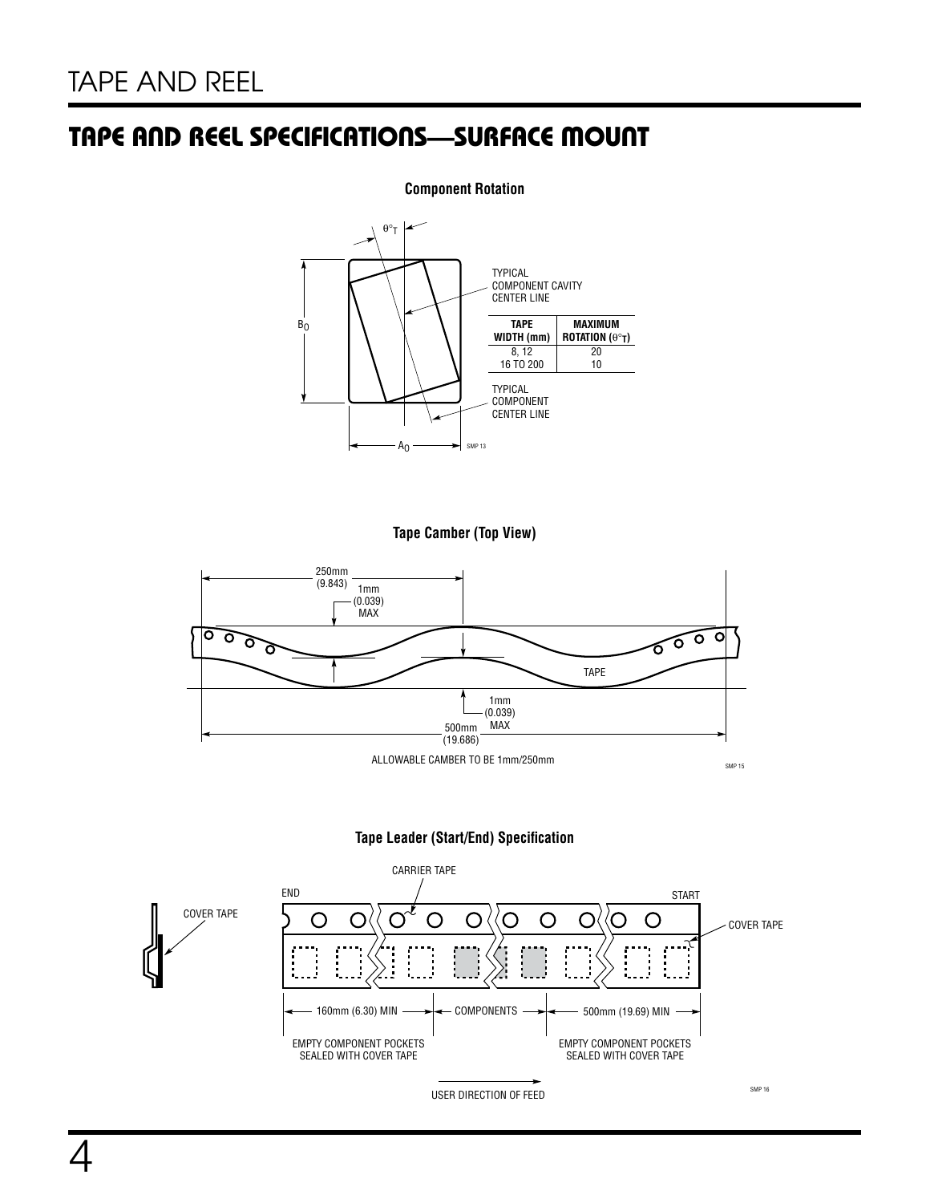# TAPE AND REEL

## TAPE AND REEL SPECIFICATIONS—SURFACE MOUNT

**Component Rotation**

$\theta°_T$

$B_0$

$A_0$

TYPICAL COMPONENT CAVITY CENTER LINE

| TAPE WIDTH (mm) | MAXIMUM ROTATION ($\theta°_T$) |
|---|---|
| 8, 12 | 20 |
| 16 TO 200 | 10 |

TYPICAL COMPONENT CENTER LINE

SMP 13

**Tape Camber (Top View)**

250mm (9.843)

1mm (0.039) MAX

TAPE

1mm (0.039) MAX

500mm (19.686)

ALLOWABLE CAMBER TO BE 1mm/250mm

SMP 15

**Tape Leader (Start/End) Specification**

CARRIER TAPE

END

START

COVER TAPE

COVER TAPE

160mm (6.30) MIN — COMPONENTS — 500mm (19.69) MIN

EMPTY COMPONENT POCKETS SEALED WITH COVER TAPE

EMPTY COMPONENT POCKETS SEALED WITH COVER TAPE

USER DIRECTION OF FEED

SMP 16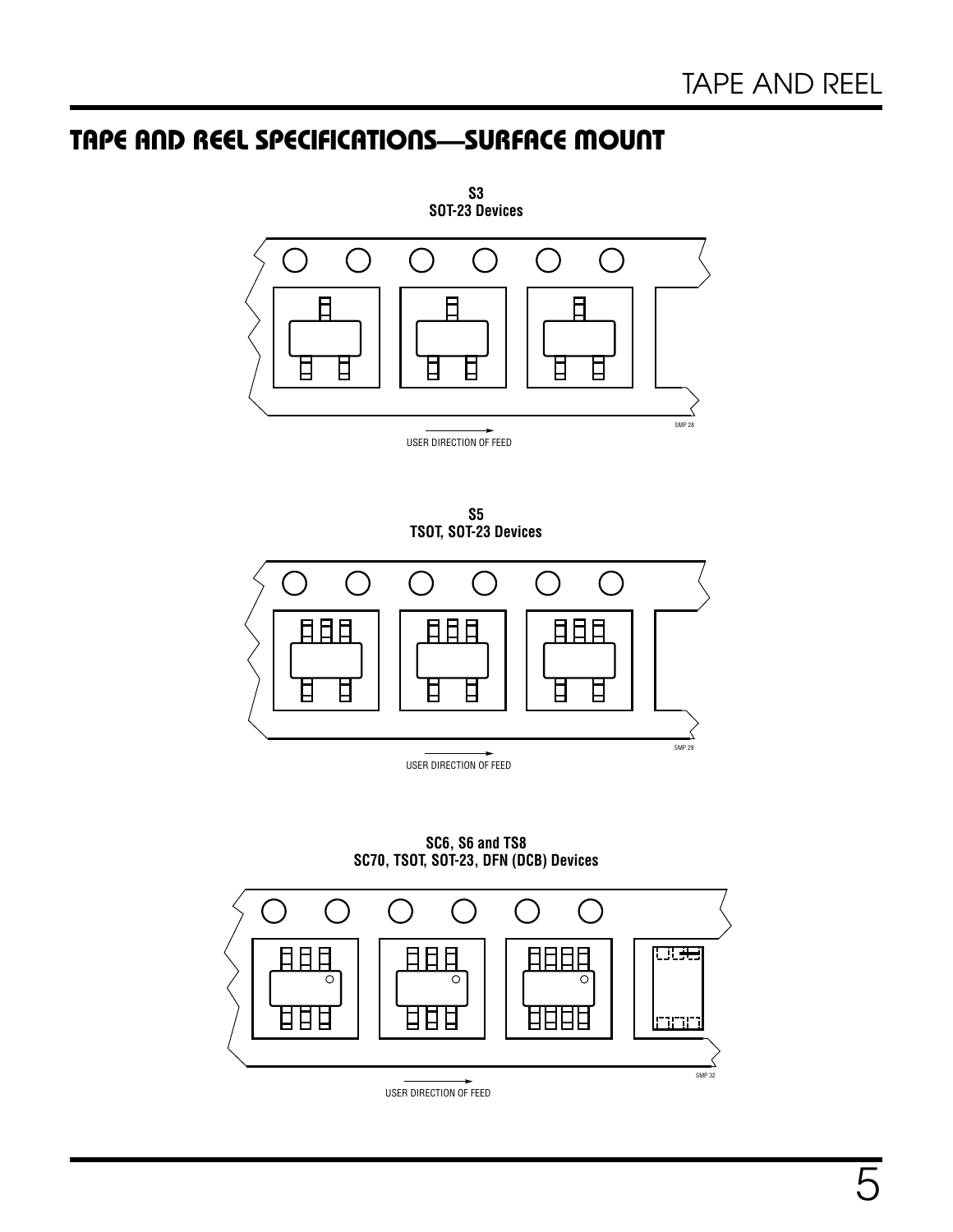# TAPE AND REEL SPECIFICATIONS—SURFACE MOUNT

**S3**
**SOT-23 Devices**

SMP 28

USER DIRECTION OF FEED

**S5**
**TSOT, SOT-23 Devices**

SMP 29

USER DIRECTION OF FEED

**SC6, S6 and TS8**
**SC70, TSOT, SOT-23, DFN (DCB) Devices**

SMP 32

USER DIRECTION OF FEED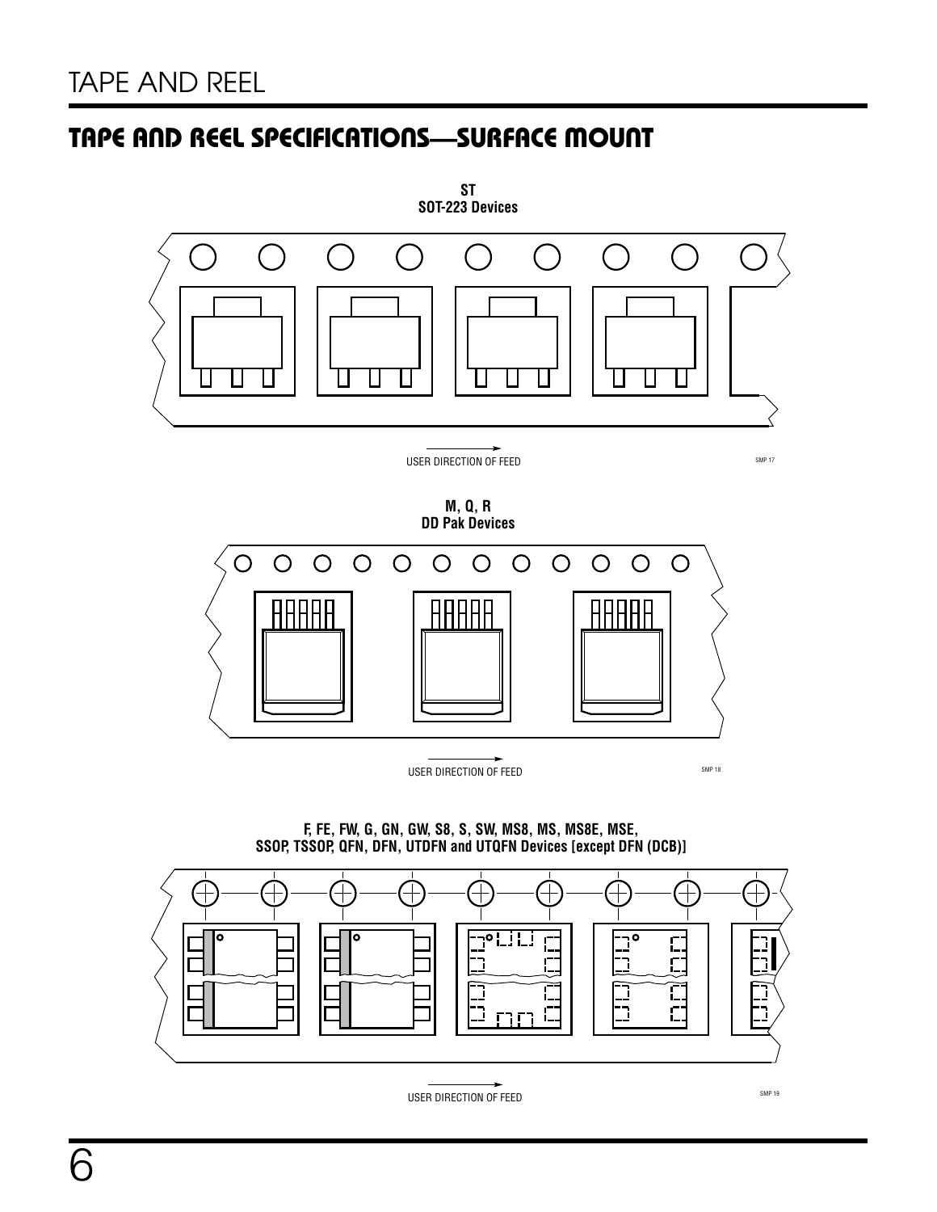# TAPE AND REEL SPECIFICATIONS—SURFACE MOUNT

**ST**
**SOT-223 Devices**

USER DIRECTION OF FEED

SMP 17

**M, Q, R**
**DD Pak Devices**

USER DIRECTION OF FEED

SMP 18

**F, FE, FW, G, GN, GW, S8, S, SW, MS8, MS, MS8E, MSE, SSOP, TSSOP, QFN, DFN, UTDFN and UTQFN Devices [except DFN (DCB)]**

USER DIRECTION OF FEED

SMP 19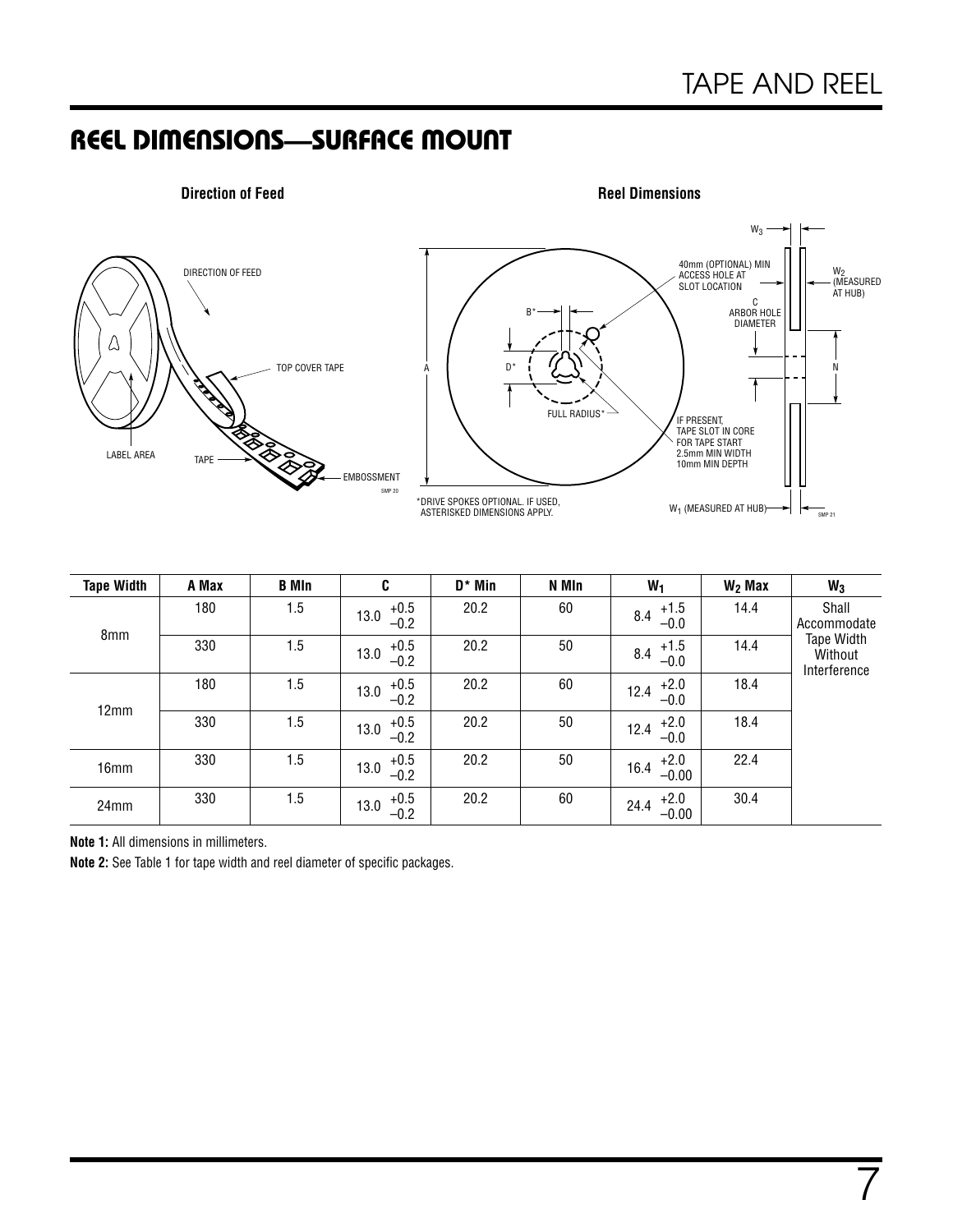## REEL DIMENSIONS—SURFACE MOUNT

**Direction of Feed**

DIRECTION OF FEED

TOP COVER TAPE

LABEL AREA

TAPE

EMBOSSMENT

**Reel Dimensions**

$W_3$

40mm (OPTIONAL) MIN ACCESS HOLE AT SLOT LOCATION

$W_2$ (MEASURED AT HUB)

C ARBOR HOLE DIAMETER

B*

D*

A

N

FULL RADIUS*

IF PRESENT, TAPE SLOT IN CORE FOR TAPE START 2.5mm MIN WIDTH 10mm MIN DEPTH

*DRIVE SPOKES OPTIONAL. IF USED, ASTERISKED DIMENSIONS APPLY.

$W_1$ (MEASURED AT HUB)

| Tape Width | A Max | B Min | C | D* Min | N Min | $W_1$ | $W_2$ Max | $W_3$ |
|---|---|---|---|---|---|---|---|---|
| 8mm | 180 | 1.5 | $13.0^{+0.5}_{-0.2}$ | 20.2 | 60 | $8.4^{+1.5}_{-0.0}$ | 14.4 | Shall Accommodate Tape Width Without Interference |
| | 330 | 1.5 | $13.0^{+0.5}_{-0.2}$ | 20.2 | 50 | $8.4^{+1.5}_{-0.0}$ | 14.4 | |
| 12mm | 180 | 1.5 | $13.0^{+0.5}_{-0.2}$ | 20.2 | 60 | $12.4^{+2.0}_{-0.0}$ | 18.4 | |
| | 330 | 1.5 | $13.0^{+0.5}_{-0.2}$ | 20.2 | 50 | $12.4^{+2.0}_{-0.0}$ | 18.4 | |
| 16mm | 330 | 1.5 | $13.0^{+0.5}_{-0.2}$ | 20.2 | 50 | $16.4^{+2.0}_{-0.00}$ | 22.4 | |
| 24mm | 330 | 1.5 | $13.0^{+0.5}_{-0.2}$ | 20.2 | 60 | $24.4^{+2.0}_{-0.00}$ | 30.4 | |

**Note 1:** All dimensions in millimeters.

**Note 2:** See Table 1 for tape width and reel diameter of specific packages.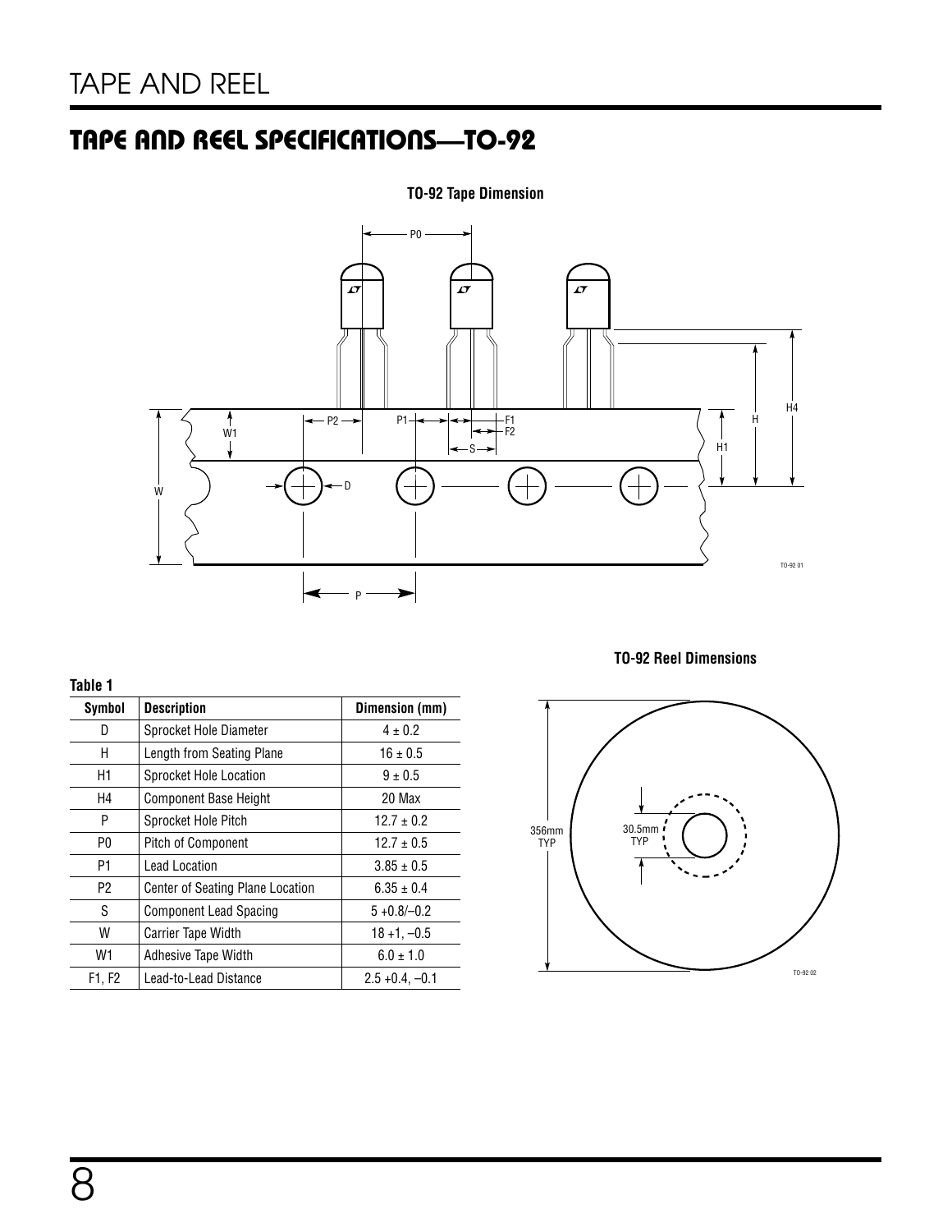# TAPE AND REEL

## TAPE AND REEL SPECIFICATIONS—TO-92

**TO-92 Tape Dimension**

**TO-92 Reel Dimensions**

**Table 1**

| Symbol | Description | Dimension (mm) |
|---|---|---|
| D | Sprocket Hole Diameter | 4 ± 0.2 |
| H | Length from Seating Plane | 16 ± 0.5 |
| H1 | Sprocket Hole Location | 9 ± 0.5 |
| H4 | Component Base Height | 20 Max |
| P | Sprocket Hole Pitch | 12.7 ± 0.2 |
| P0 | Pitch of Component | 12.7 ± 0.5 |
| P1 | Lead Location | 3.85 ± 0.5 |
| P2 | Center of Seating Plane Location | 6.35 ± 0.4 |
| S | Component Lead Spacing | 5 +0.8/–0.2 |
| W | Carrier Tape Width | 18 +1, –0.5 |
| W1 | Adhesive Tape Width | 6.0 ± 1.0 |
| F1, F2 | Lead-to-Lead Distance | 2.5 +0.4, –0.1 |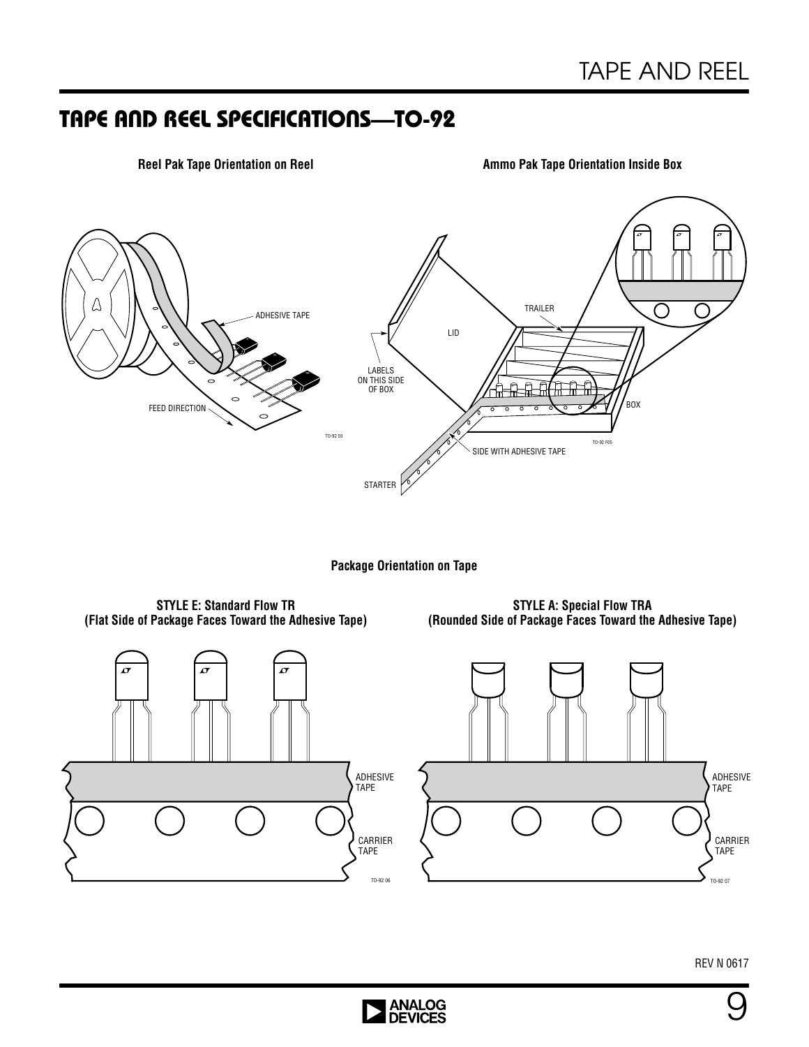# TAPE AND REEL SPECIFICATIONS—TO-92

**Reel Pak Tape Orientation on Reel**

ADHESIVE TAPE

FEED DIRECTION

TO-92 03

**Ammo Pak Tape Orientation Inside Box**

TRAILER

LID

LABELS ON THIS SIDE OF BOX

BOX

SIDE WITH ADHESIVE TAPE

STARTER

TO-92 F05

**Package Orientation on Tape**

**STYLE E: Standard Flow TR (Flat Side of Package Faces Toward the Adhesive Tape)**

ADHESIVE TAPE

CARRIER TAPE

TO-92 06

**STYLE A: Special Flow TRA (Rounded Side of Package Faces Toward the Adhesive Tape)**

ADHESIVE TAPE

CARRIER TAPE

TO-92 07

REV N 0617